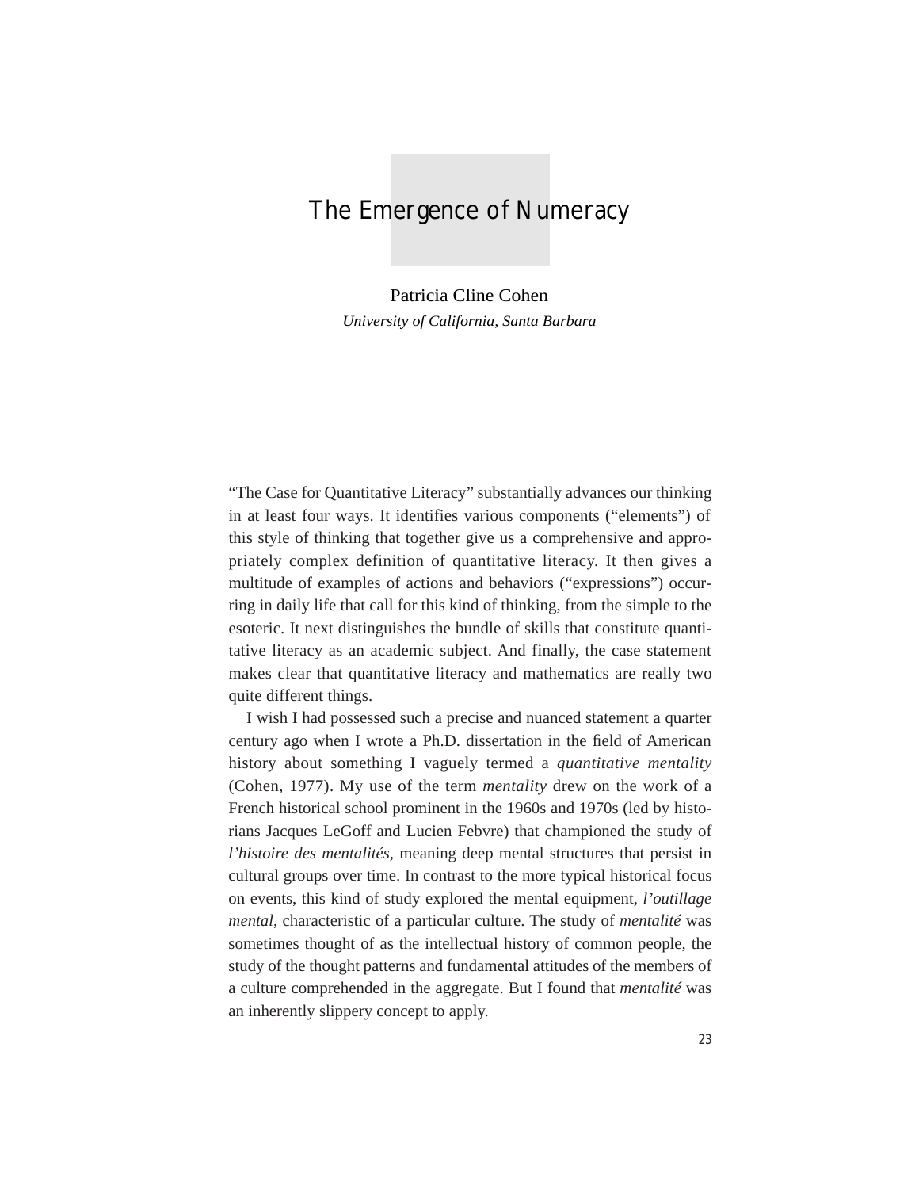# The Emergence of Numeracy

Patricia Cline Cohen
*University of California, Santa Barbara*

"The Case for Quantitative Literacy" substantially advances our thinking in at least four ways. It identifies various components ("elements") of this style of thinking that together give us a comprehensive and appropriately complex definition of quantitative literacy. It then gives a multitude of examples of actions and behaviors ("expressions") occurring in daily life that call for this kind of thinking, from the simple to the esoteric. It next distinguishes the bundle of skills that constitute quantitative literacy as an academic subject. And finally, the case statement makes clear that quantitative literacy and mathematics are really two quite different things.

I wish I had possessed such a precise and nuanced statement a quarter century ago when I wrote a Ph.D. dissertation in the field of American history about something I vaguely termed a *quantitative mentality* (Cohen, 1977). My use of the term *mentality* drew on the work of a French historical school prominent in the 1960s and 1970s (led by historians Jacques LeGoff and Lucien Febvre) that championed the study of *l'histoire des mentalités,* meaning deep mental structures that persist in cultural groups over time. In contrast to the more typical historical focus on events, this kind of study explored the mental equipment, *l'outillage mental*, characteristic of a particular culture. The study of *mentalité* was sometimes thought of as the intellectual history of common people, the study of the thought patterns and fundamental attitudes of the members of a culture comprehended in the aggregate. But I found that *mentalité* was an inherently slippery concept to apply.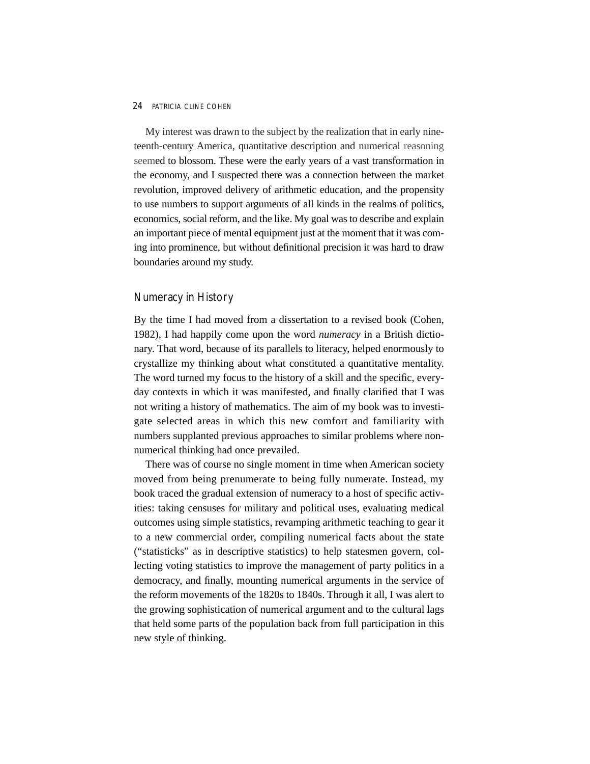My interest was drawn to the subject by the realization that in early nineteenth-century America, quantitative description and numerical reasoning seemed to blossom. These were the early years of a vast transformation in the economy, and I suspected there was a connection between the market revolution, improved delivery of arithmetic education, and the propensity to use numbers to support arguments of all kinds in the realms of politics, economics, social reform, and the like. My goal was to describe and explain an important piece of mental equipment just at the moment that it was coming into prominence, but without definitional precision it was hard to draw boundaries around my study.

## Numeracy in History

By the time I had moved from a dissertation to a revised book (Cohen, 1982), I had happily come upon the word *numeracy* in a British dictionary. That word, because of its parallels to literacy, helped enormously to crystallize my thinking about what constituted a quantitative mentality. The word turned my focus to the history of a skill and the specific, everyday contexts in which it was manifested, and finally clarified that I was not writing a history of mathematics. The aim of my book was to investigate selected areas in which this new comfort and familiarity with numbers supplanted previous approaches to similar problems where nonnumerical thinking had once prevailed.

There was of course no single moment in time when American society moved from being prenumerate to being fully numerate. Instead, my book traced the gradual extension of numeracy to a host of specific activities: taking censuses for military and political uses, evaluating medical outcomes using simple statistics, revamping arithmetic teaching to gear it to a new commercial order, compiling numerical facts about the state ("statisticks" as in descriptive statistics) to help statesmen govern, collecting voting statistics to improve the management of party politics in a democracy, and finally, mounting numerical arguments in the service of the reform movements of the 1820s to 1840s. Through it all, I was alert to the growing sophistication of numerical argument and to the cultural lags that held some parts of the population back from full participation in this new style of thinking.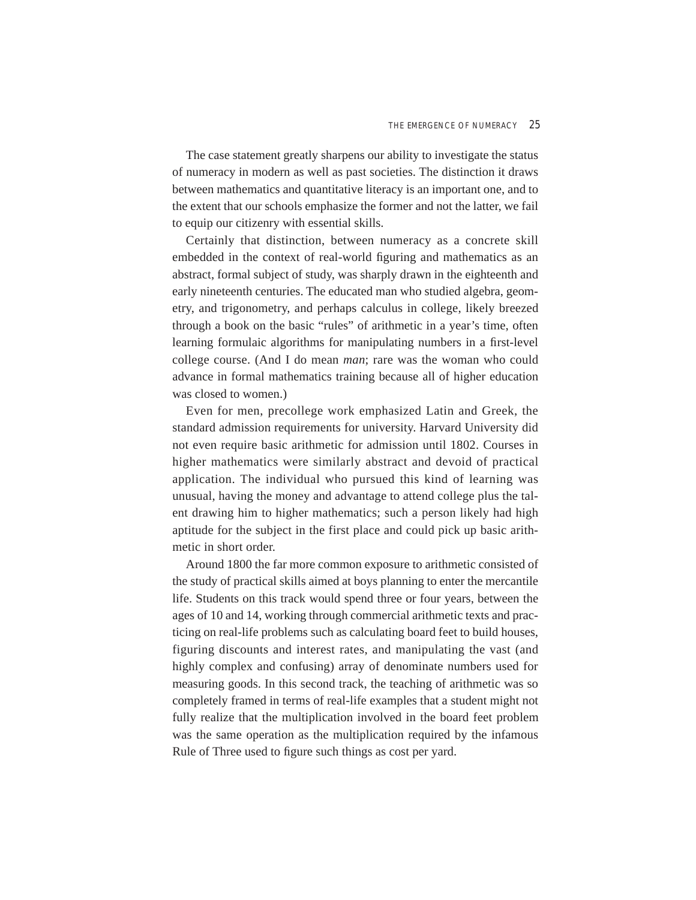The case statement greatly sharpens our ability to investigate the status of numeracy in modern as well as past societies. The distinction it draws between mathematics and quantitative literacy is an important one, and to the extent that our schools emphasize the former and not the latter, we fail to equip our citizenry with essential skills.

Certainly that distinction, between numeracy as a concrete skill embedded in the context of real-world figuring and mathematics as an abstract, formal subject of study, was sharply drawn in the eighteenth and early nineteenth centuries. The educated man who studied algebra, geometry, and trigonometry, and perhaps calculus in college, likely breezed through a book on the basic "rules" of arithmetic in a year's time, often learning formulaic algorithms for manipulating numbers in a first-level college course. (And I do mean *man*; rare was the woman who could advance in formal mathematics training because all of higher education was closed to women.)

Even for men, precollege work emphasized Latin and Greek, the standard admission requirements for university. Harvard University did not even require basic arithmetic for admission until 1802. Courses in higher mathematics were similarly abstract and devoid of practical application. The individual who pursued this kind of learning was unusual, having the money and advantage to attend college plus the talent drawing him to higher mathematics; such a person likely had high aptitude for the subject in the first place and could pick up basic arithmetic in short order.

Around 1800 the far more common exposure to arithmetic consisted of the study of practical skills aimed at boys planning to enter the mercantile life. Students on this track would spend three or four years, between the ages of 10 and 14, working through commercial arithmetic texts and practicing on real-life problems such as calculating board feet to build houses, figuring discounts and interest rates, and manipulating the vast (and highly complex and confusing) array of denominate numbers used for measuring goods. In this second track, the teaching of arithmetic was so completely framed in terms of real-life examples that a student might not fully realize that the multiplication involved in the board feet problem was the same operation as the multiplication required by the infamous Rule of Three used to figure such things as cost per yard.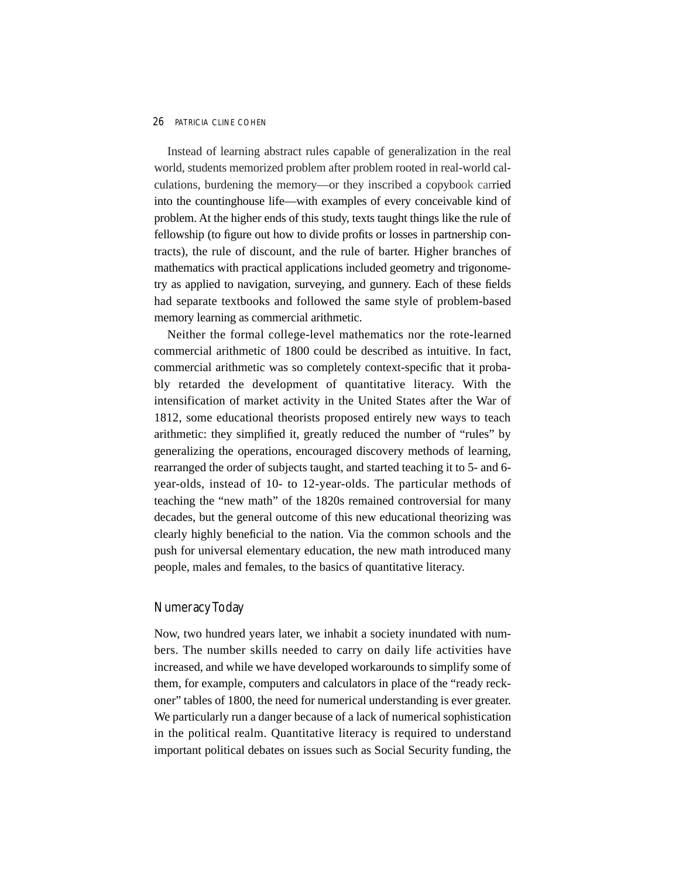Instead of learning abstract rules capable of generalization in the real world, students memorized problem after problem rooted in real-world calculations, burdening the memory—or they inscribed a copybook carried into the countinghouse life—with examples of every conceivable kind of problem. At the higher ends of this study, texts taught things like the rule of fellowship (to figure out how to divide profits or losses in partnership contracts), the rule of discount, and the rule of barter. Higher branches of mathematics with practical applications included geometry and trigonometry as applied to navigation, surveying, and gunnery. Each of these fields had separate textbooks and followed the same style of problem-based memory learning as commercial arithmetic.

Neither the formal college-level mathematics nor the rote-learned commercial arithmetic of 1800 could be described as intuitive. In fact, commercial arithmetic was so completely context-specific that it probably retarded the development of quantitative literacy. With the intensification of market activity in the United States after the War of 1812, some educational theorists proposed entirely new ways to teach arithmetic: they simplified it, greatly reduced the number of "rules" by generalizing the operations, encouraged discovery methods of learning, rearranged the order of subjects taught, and started teaching it to 5- and 6-year-olds, instead of 10- to 12-year-olds. The particular methods of teaching the "new math" of the 1820s remained controversial for many decades, but the general outcome of this new educational theorizing was clearly highly beneficial to the nation. Via the common schools and the push for universal elementary education, the new math introduced many people, males and females, to the basics of quantitative literacy.

## Numeracy Today

Now, two hundred years later, we inhabit a society inundated with numbers. The number skills needed to carry on daily life activities have increased, and while we have developed workarounds to simplify some of them, for example, computers and calculators in place of the "ready reckoner" tables of 1800, the need for numerical understanding is ever greater. We particularly run a danger because of a lack of numerical sophistication in the political realm. Quantitative literacy is required to understand important political debates on issues such as Social Security funding, the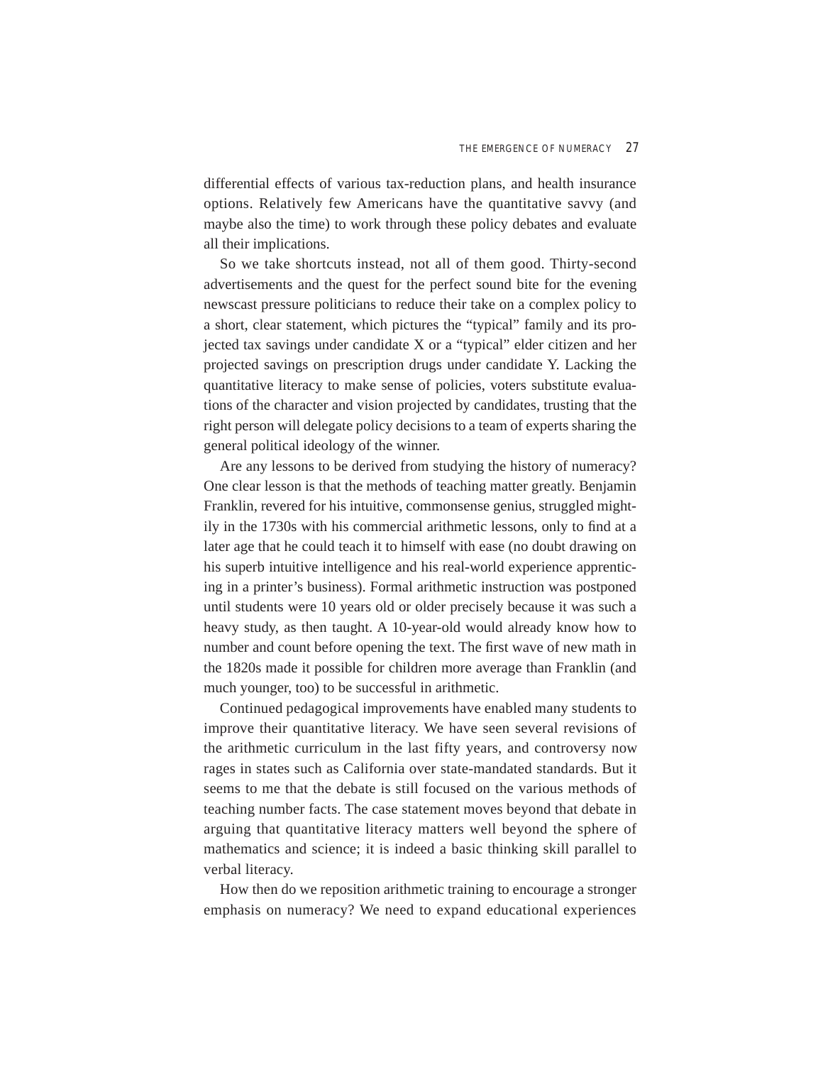differential effects of various tax-reduction plans, and health insurance options. Relatively few Americans have the quantitative savvy (and maybe also the time) to work through these policy debates and evaluate all their implications.

So we take shortcuts instead, not all of them good. Thirty-second advertisements and the quest for the perfect sound bite for the evening newscast pressure politicians to reduce their take on a complex policy to a short, clear statement, which pictures the "typical" family and its projected tax savings under candidate X or a "typical" elder citizen and her projected savings on prescription drugs under candidate Y. Lacking the quantitative literacy to make sense of policies, voters substitute evaluations of the character and vision projected by candidates, trusting that the right person will delegate policy decisions to a team of experts sharing the general political ideology of the winner.

Are any lessons to be derived from studying the history of numeracy? One clear lesson is that the methods of teaching matter greatly. Benjamin Franklin, revered for his intuitive, commonsense genius, struggled mightily in the 1730s with his commercial arithmetic lessons, only to find at a later age that he could teach it to himself with ease (no doubt drawing on his superb intuitive intelligence and his real-world experience apprenticing in a printer's business). Formal arithmetic instruction was postponed until students were 10 years old or older precisely because it was such a heavy study, as then taught. A 10-year-old would already know how to number and count before opening the text. The first wave of new math in the 1820s made it possible for children more average than Franklin (and much younger, too) to be successful in arithmetic.

Continued pedagogical improvements have enabled many students to improve their quantitative literacy. We have seen several revisions of the arithmetic curriculum in the last fifty years, and controversy now rages in states such as California over state-mandated standards. But it seems to me that the debate is still focused on the various methods of teaching number facts. The case statement moves beyond that debate in arguing that quantitative literacy matters well beyond the sphere of mathematics and science; it is indeed a basic thinking skill parallel to verbal literacy.

How then do we reposition arithmetic training to encourage a stronger emphasis on numeracy? We need to expand educational experiences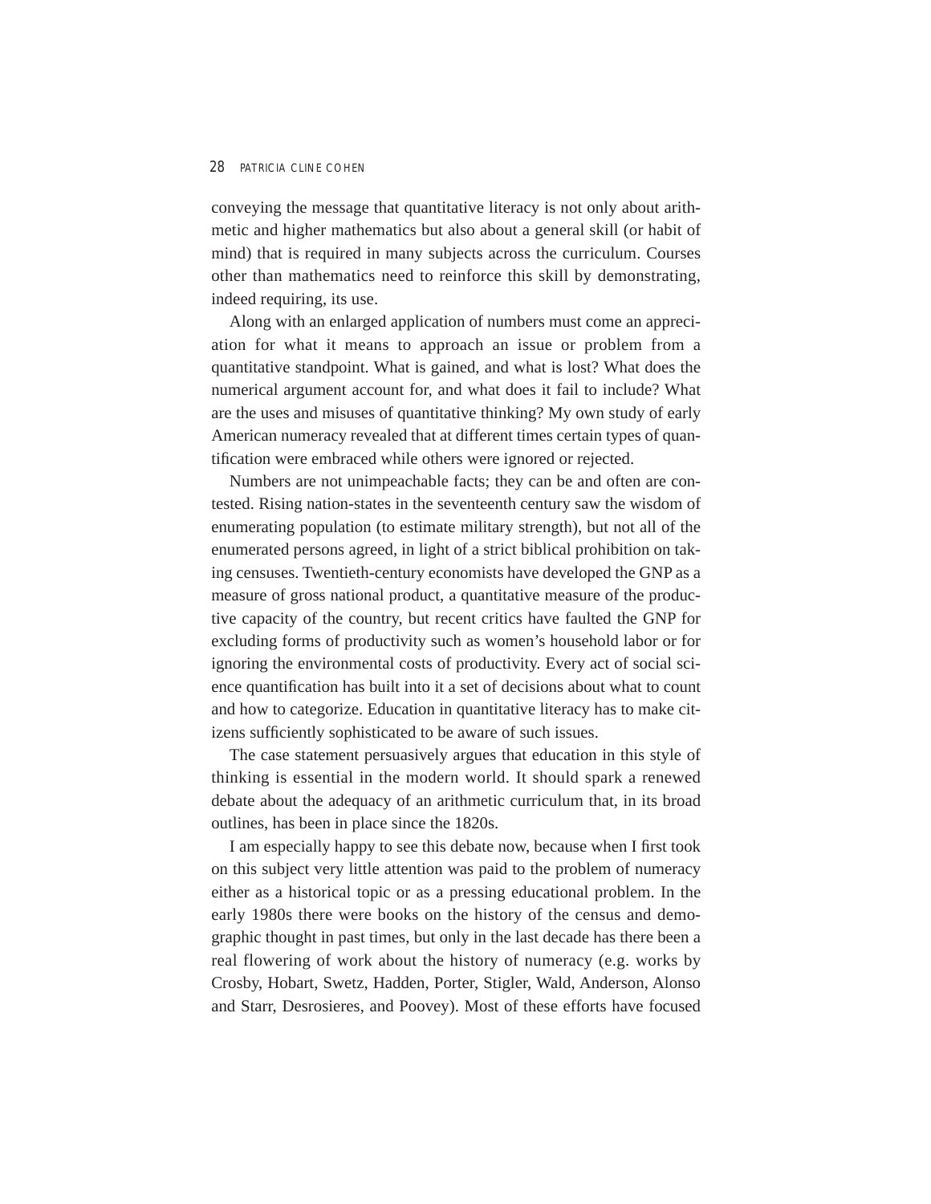conveying the message that quantitative literacy is not only about arithmetic and higher mathematics but also about a general skill (or habit of mind) that is required in many subjects across the curriculum. Courses other than mathematics need to reinforce this skill by demonstrating, indeed requiring, its use.

Along with an enlarged application of numbers must come an appreciation for what it means to approach an issue or problem from a quantitative standpoint. What is gained, and what is lost? What does the numerical argument account for, and what does it fail to include? What are the uses and misuses of quantitative thinking? My own study of early American numeracy revealed that at different times certain types of quantification were embraced while others were ignored or rejected.

Numbers are not unimpeachable facts; they can be and often are contested. Rising nation-states in the seventeenth century saw the wisdom of enumerating population (to estimate military strength), but not all of the enumerated persons agreed, in light of a strict biblical prohibition on taking censuses. Twentieth-century economists have developed the GNP as a measure of gross national product, a quantitative measure of the productive capacity of the country, but recent critics have faulted the GNP for excluding forms of productivity such as women's household labor or for ignoring the environmental costs of productivity. Every act of social science quantification has built into it a set of decisions about what to count and how to categorize. Education in quantitative literacy has to make citizens sufficiently sophisticated to be aware of such issues.

The case statement persuasively argues that education in this style of thinking is essential in the modern world. It should spark a renewed debate about the adequacy of an arithmetic curriculum that, in its broad outlines, has been in place since the 1820s.

I am especially happy to see this debate now, because when I first took on this subject very little attention was paid to the problem of numeracy either as a historical topic or as a pressing educational problem. In the early 1980s there were books on the history of the census and demographic thought in past times, but only in the last decade has there been a real flowering of work about the history of numeracy (e.g. works by Crosby, Hobart, Swetz, Hadden, Porter, Stigler, Wald, Anderson, Alonso and Starr, Desrosieres, and Poovey). Most of these efforts have focused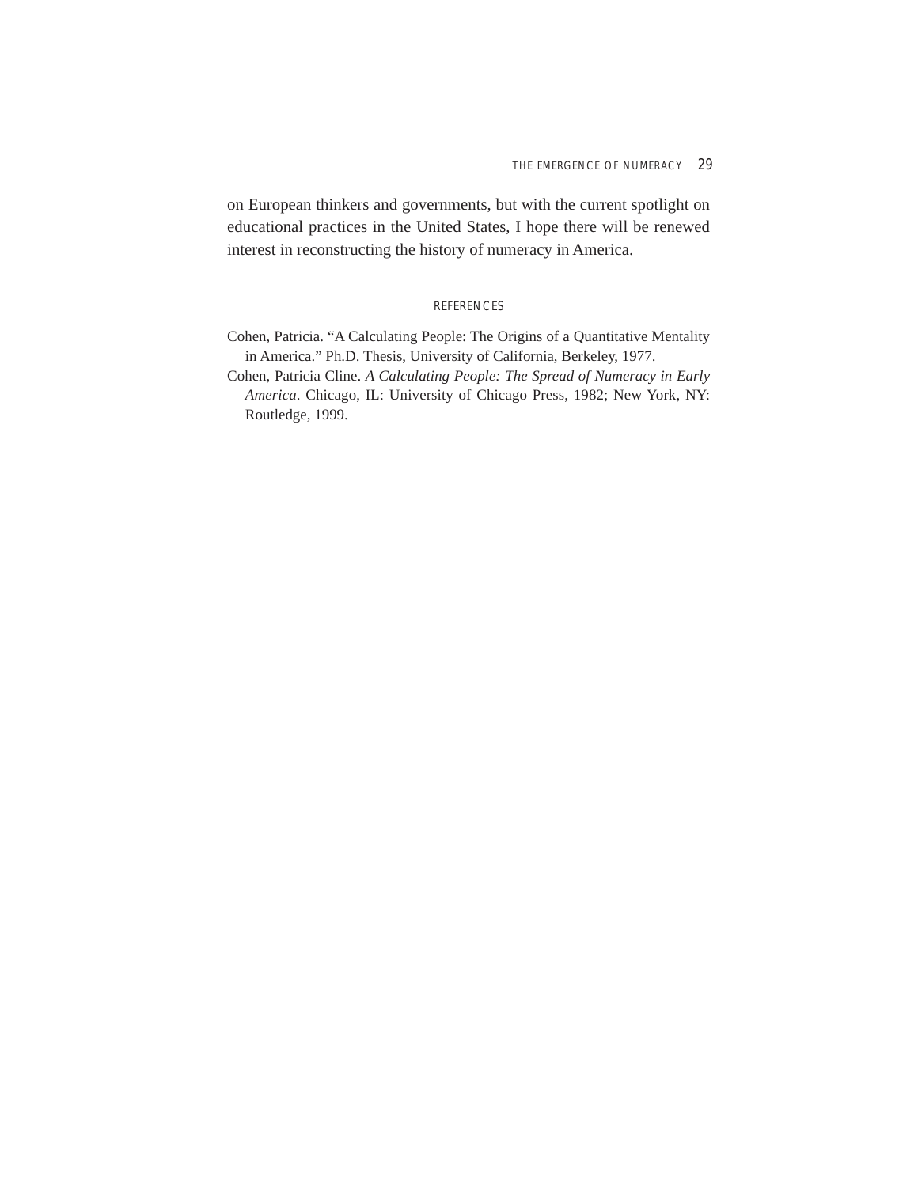on European thinkers and governments, but with the current spotlight on educational practices in the United States, I hope there will be renewed interest in reconstructing the history of numeracy in America.

## REFERENCES

Cohen, Patricia. "A Calculating People: The Origins of a Quantitative Mentality in America." Ph.D. Thesis, University of California, Berkeley, 1977.

Cohen, Patricia Cline. *A Calculating People: The Spread of Numeracy in Early America*. Chicago, IL: University of Chicago Press, 1982; New York, NY: Routledge, 1999.